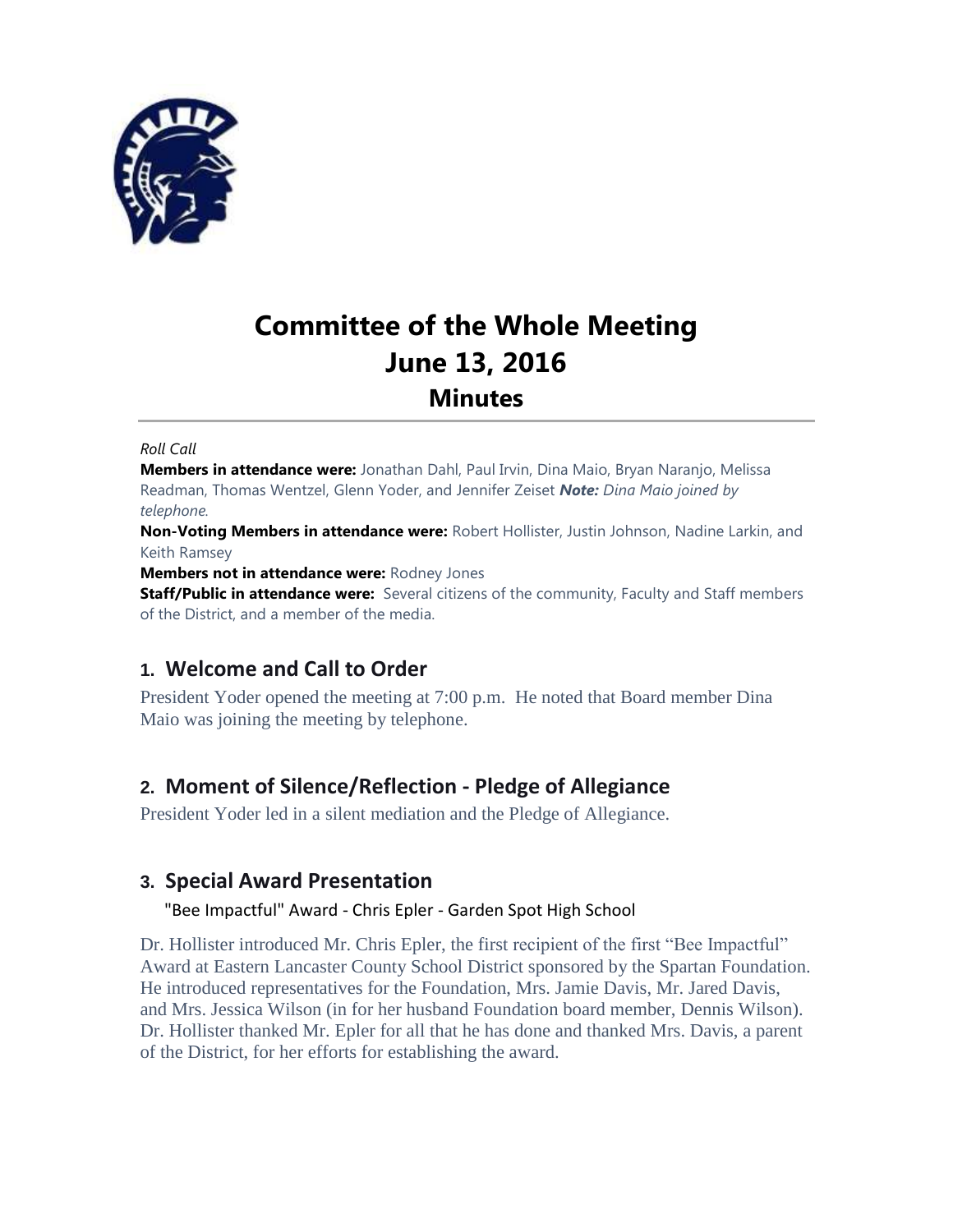# Committee of the Whole Meeting
# June 13, 2016
## Minutes

*Roll Call*

**Members in attendance were:** Jonathan Dahl, Paul Irvin, Dina Maio, Bryan Naranjo, Melissa Readman, Thomas Wentzel, Glenn Yoder, and Jennifer Zeiset ***Note:*** *Dina Maio joined by telephone.*

**Non-Voting Members in attendance were:** Robert Hollister, Justin Johnson, Nadine Larkin, and Keith Ramsey

**Members not in attendance were:** Rodney Jones

**Staff/Public in attendance were:** Several citizens of the community, Faculty and Staff members of the District, and a member of the media.

## 1. Welcome and Call to Order

President Yoder opened the meeting at 7:00 p.m. He noted that Board member Dina Maio was joining the meeting by telephone.

## 2. Moment of Silence/Reflection - Pledge of Allegiance

President Yoder led in a silent mediation and the Pledge of Allegiance.

## 3. Special Award Presentation

"Bee Impactful" Award - Chris Epler - Garden Spot High School

Dr. Hollister introduced Mr. Chris Epler, the first recipient of the first "Bee Impactful" Award at Eastern Lancaster County School District sponsored by the Spartan Foundation. He introduced representatives for the Foundation, Mrs. Jamie Davis, Mr. Jared Davis, and Mrs. Jessica Wilson (in for her husband Foundation board member, Dennis Wilson). Dr. Hollister thanked Mr. Epler for all that he has done and thanked Mrs. Davis, a parent of the District, for her efforts for establishing the award.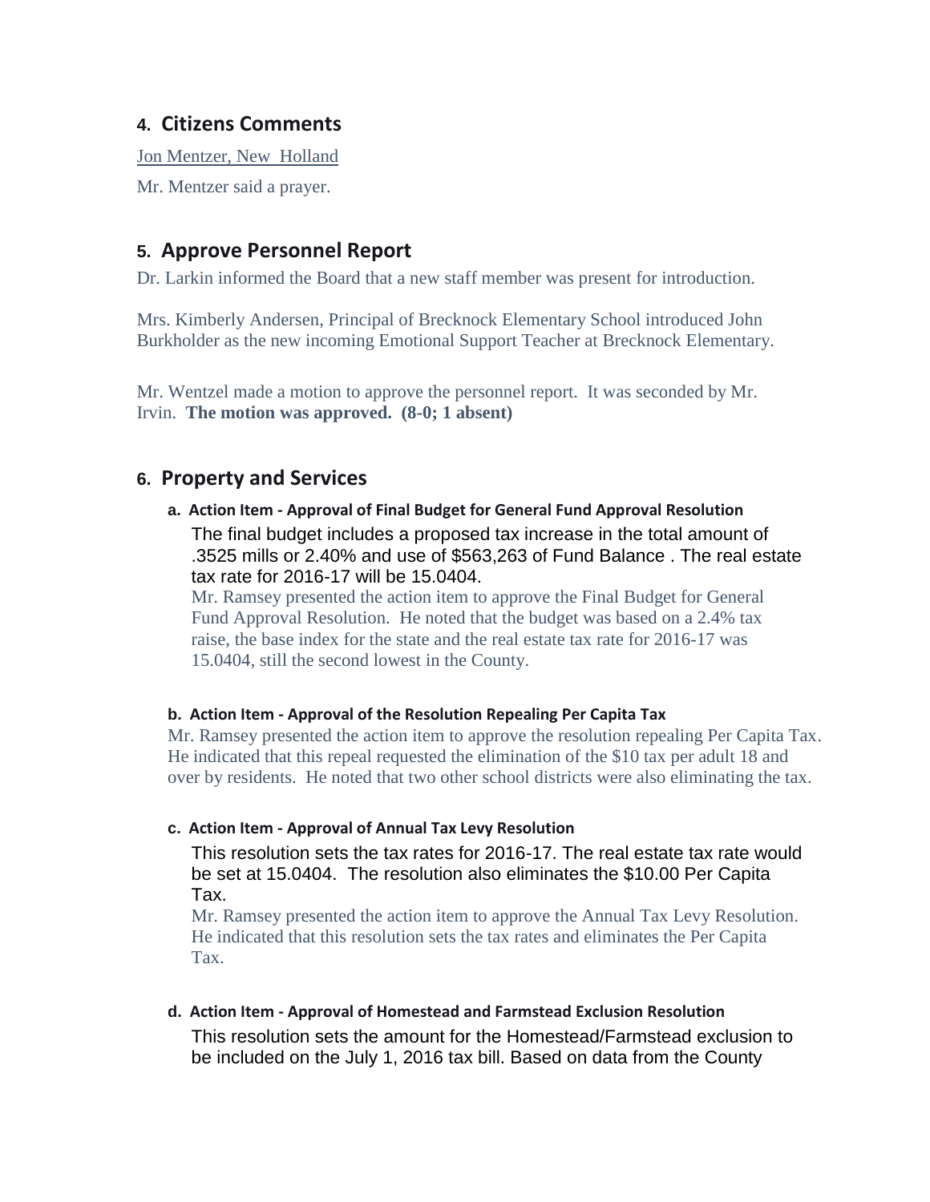## 4. Citizens Comments

Jon Mentzer, New Holland

Mr. Mentzer said a prayer.

## 5. Approve Personnel Report

Dr. Larkin informed the Board that a new staff member was present for introduction.

Mrs. Kimberly Andersen, Principal of Brecknock Elementary School introduced John Burkholder as the new incoming Emotional Support Teacher at Brecknock Elementary.

Mr. Wentzel made a motion to approve the personnel report. It was seconded by Mr. Irvin. **The motion was approved. (8-0; 1 absent)**

## 6. Property and Services

### a. Action Item - Approval of Final Budget for General Fund Approval Resolution

The final budget includes a proposed tax increase in the total amount of .3525 mills or 2.40% and use of $563,263 of Fund Balance . The real estate tax rate for 2016-17 will be 15.0404.

Mr. Ramsey presented the action item to approve the Final Budget for General Fund Approval Resolution. He noted that the budget was based on a 2.4% tax raise, the base index for the state and the real estate tax rate for 2016-17 was 15.0404, still the second lowest in the County.

### b. Action Item - Approval of the Resolution Repealing Per Capita Tax

Mr. Ramsey presented the action item to approve the resolution repealing Per Capita Tax. He indicated that this repeal requested the elimination of the $10 tax per adult 18 and over by residents. He noted that two other school districts were also eliminating the tax.

### c. Action Item - Approval of Annual Tax Levy Resolution

This resolution sets the tax rates for 2016-17. The real estate tax rate would be set at 15.0404. The resolution also eliminates the $10.00 Per Capita Tax.

Mr. Ramsey presented the action item to approve the Annual Tax Levy Resolution. He indicated that this resolution sets the tax rates and eliminates the Per Capita Tax.

### d. Action Item - Approval of Homestead and Farmstead Exclusion Resolution

This resolution sets the amount for the Homestead/Farmstead exclusion to be included on the July 1, 2016 tax bill. Based on data from the County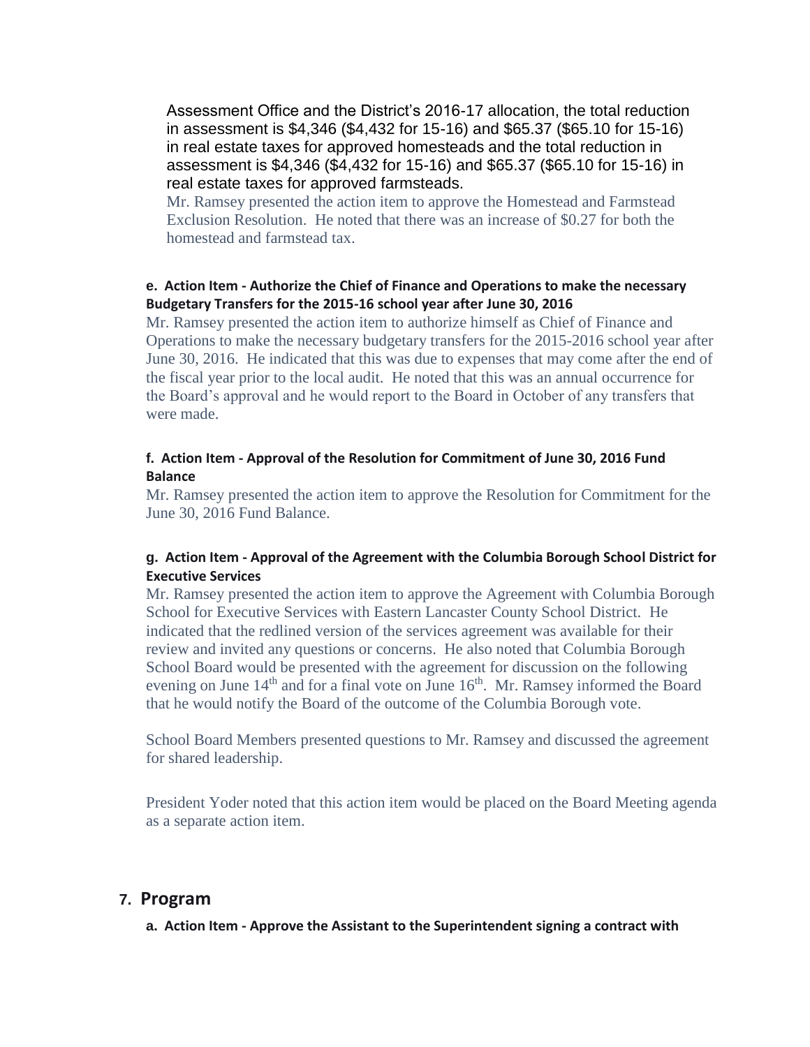Assessment Office and the District's 2016-17 allocation, the total reduction in assessment is $4,346 ($4,432 for 15-16) and $65.37 ($65.10 for 15-16) in real estate taxes for approved homesteads and the total reduction in assessment is $4,346 ($4,432 for 15-16) and $65.37 ($65.10 for 15-16) in real estate taxes for approved farmsteads.

Mr. Ramsey presented the action item to approve the Homestead and Farmstead Exclusion Resolution. He noted that there was an increase of $0.27 for both the homestead and farmstead tax.

**e. Action Item - Authorize the Chief of Finance and Operations to make the necessary Budgetary Transfers for the 2015-16 school year after June 30, 2016**

Mr. Ramsey presented the action item to authorize himself as Chief of Finance and Operations to make the necessary budgetary transfers for the 2015-2016 school year after June 30, 2016. He indicated that this was due to expenses that may come after the end of the fiscal year prior to the local audit. He noted that this was an annual occurrence for the Board's approval and he would report to the Board in October of any transfers that were made.

**f. Action Item - Approval of the Resolution for Commitment of June 30, 2016 Fund Balance**

Mr. Ramsey presented the action item to approve the Resolution for Commitment for the June 30, 2016 Fund Balance.

**g. Action Item - Approval of the Agreement with the Columbia Borough School District for Executive Services**

Mr. Ramsey presented the action item to approve the Agreement with Columbia Borough School for Executive Services with Eastern Lancaster County School District. He indicated that the redlined version of the services agreement was available for their review and invited any questions or concerns. He also noted that Columbia Borough School Board would be presented with the agreement for discussion on the following evening on June 14th and for a final vote on June 16th. Mr. Ramsey informed the Board that he would notify the Board of the outcome of the Columbia Borough vote.

School Board Members presented questions to Mr. Ramsey and discussed the agreement for shared leadership.

President Yoder noted that this action item would be placed on the Board Meeting agenda as a separate action item.

## 7. Program

**a. Action Item - Approve the Assistant to the Superintendent signing a contract with**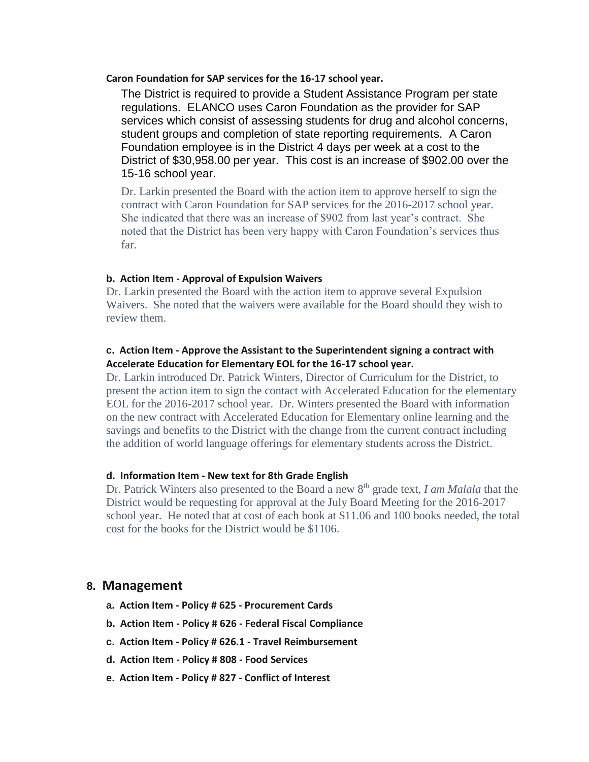**Caron Foundation for SAP services for the 16-17 school year.**

The District is required to provide a Student Assistance Program per state regulations. ELANCO uses Caron Foundation as the provider for SAP services which consist of assessing students for drug and alcohol concerns, student groups and completion of state reporting requirements. A Caron Foundation employee is in the District 4 days per week at a cost to the District of $30,958.00 per year. This cost is an increase of $902.00 over the 15-16 school year.

Dr. Larkin presented the Board with the action item to approve herself to sign the contract with Caron Foundation for SAP services for the 2016-2017 school year. She indicated that there was an increase of $902 from last year's contract. She noted that the District has been very happy with Caron Foundation's services thus far.

**b. Action Item - Approval of Expulsion Waivers**

Dr. Larkin presented the Board with the action item to approve several Expulsion Waivers. She noted that the waivers were available for the Board should they wish to review them.

**c. Action Item - Approve the Assistant to the Superintendent signing a contract with Accelerate Education for Elementary EOL for the 16-17 school year.**

Dr. Larkin introduced Dr. Patrick Winters, Director of Curriculum for the District, to present the action item to sign the contact with Accelerated Education for the elementary EOL for the 2016-2017 school year. Dr. Winters presented the Board with information on the new contract with Accelerated Education for Elementary online learning and the savings and benefits to the District with the change from the current contract including the addition of world language offerings for elementary students across the District.

**d. Information Item - New text for 8th Grade English**

Dr. Patrick Winters also presented to the Board a new 8th grade text, *I am Malala* that the District would be requesting for approval at the July Board Meeting for the 2016-2017 school year. He noted that at cost of each book at $11.06 and 100 books needed, the total cost for the books for the District would be $1106.

## 8. Management

- **a. Action Item - Policy # 625 - Procurement Cards**
- **b. Action Item - Policy # 626 - Federal Fiscal Compliance**
- **c. Action Item - Policy # 626.1 - Travel Reimbursement**
- **d. Action Item - Policy # 808 - Food Services**
- **e. Action Item - Policy # 827 - Conflict of Interest**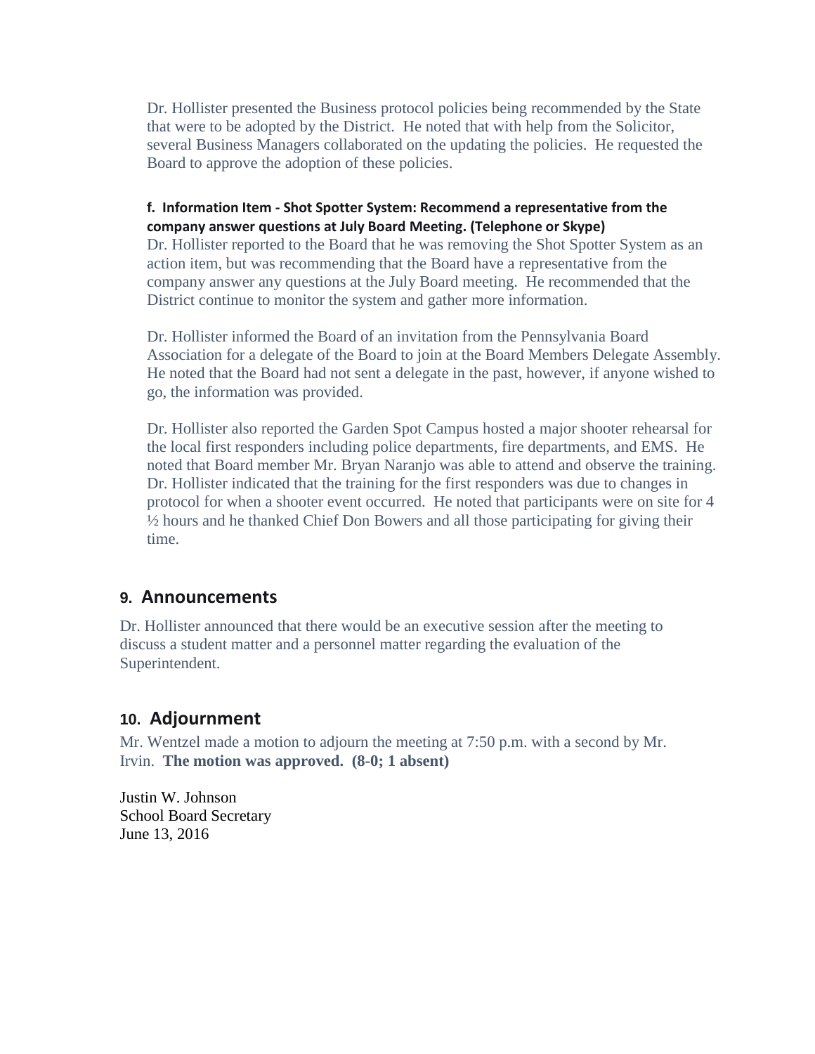Dr. Hollister presented the Business protocol policies being recommended by the State that were to be adopted by the District. He noted that with help from the Solicitor, several Business Managers collaborated on the updating the policies. He requested the Board to approve the adoption of these policies.

**f. Information Item - Shot Spotter System: Recommend a representative from the company answer questions at July Board Meeting. (Telephone or Skype)**

Dr. Hollister reported to the Board that he was removing the Shot Spotter System as an action item, but was recommending that the Board have a representative from the company answer any questions at the July Board meeting. He recommended that the District continue to monitor the system and gather more information.

Dr. Hollister informed the Board of an invitation from the Pennsylvania Board Association for a delegate of the Board to join at the Board Members Delegate Assembly. He noted that the Board had not sent a delegate in the past, however, if anyone wished to go, the information was provided.

Dr. Hollister also reported the Garden Spot Campus hosted a major shooter rehearsal for the local first responders including police departments, fire departments, and EMS. He noted that Board member Mr. Bryan Naranjo was able to attend and observe the training. Dr. Hollister indicated that the training for the first responders was due to changes in protocol for when a shooter event occurred. He noted that participants were on site for 4 ½ hours and he thanked Chief Don Bowers and all those participating for giving their time.

## 9. Announcements

Dr. Hollister announced that there would be an executive session after the meeting to discuss a student matter and a personnel matter regarding the evaluation of the Superintendent.

## 10. Adjournment

Mr. Wentzel made a motion to adjourn the meeting at 7:50 p.m. with a second by Mr. Irvin. **The motion was approved. (8-0; 1 absent)**

Justin W. Johnson
School Board Secretary
June 13, 2016